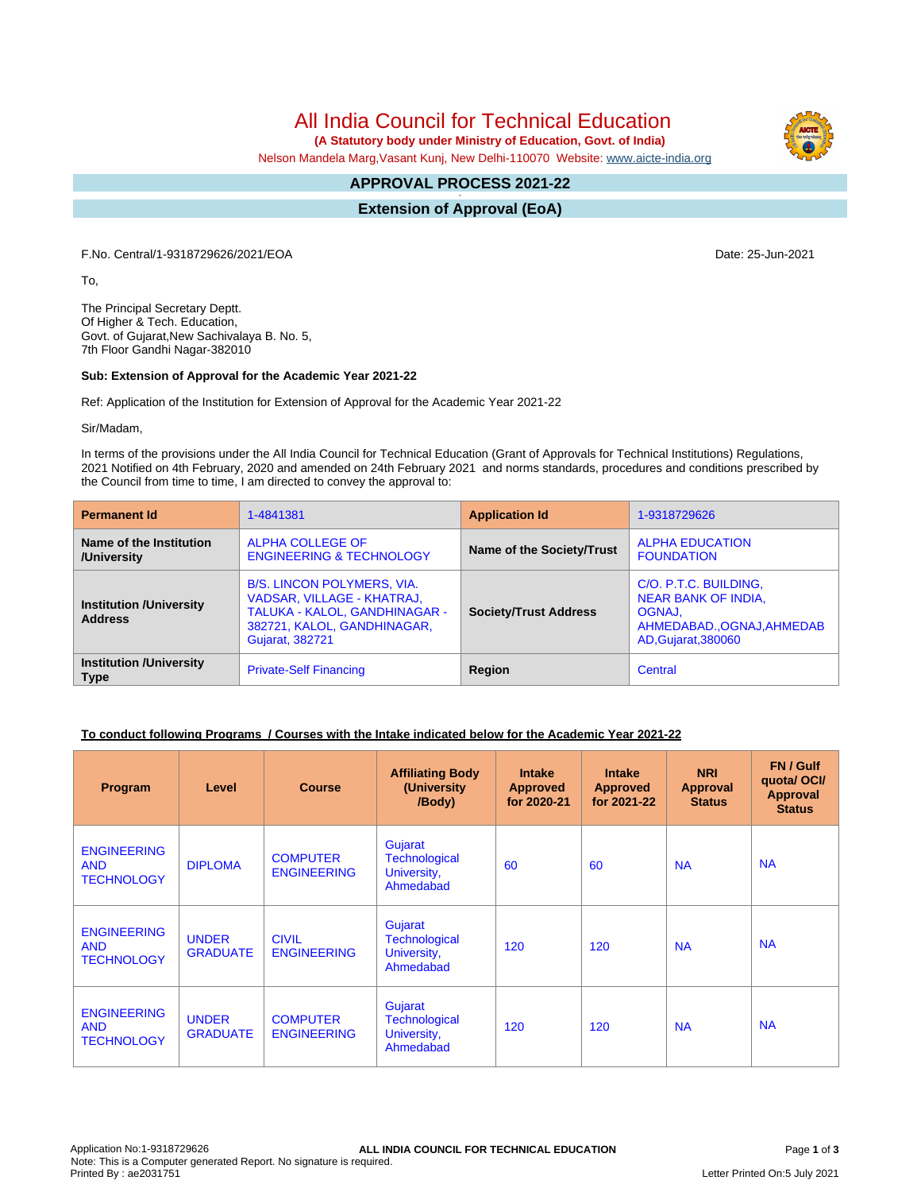# All India Council for Technical Education

**(A Statutory body under Ministry of Education, Govt. of India)**

Nelson Mandela Marg,Vasant Kunj, New Delhi-110070 Website: www.aicte-india.org

## APPROVAL PROCESS 2021-22

## Extension of Approval (EoA)

F.No. Central/1-9318729626/2021/EOA

Date: 25-Jun-2021

To,

The Principal Secretary Deptt.
Of Higher & Tech. Education,
Govt. of Gujarat,New Sachivalaya B. No. 5,
7th Floor Gandhi Nagar-382010

**Sub: Extension of Approval for the Academic Year 2021-22**

Ref: Application of the Institution for Extension of Approval for the Academic Year 2021-22

Sir/Madam,

In terms of the provisions under the All India Council for Technical Education (Grant of Approvals for Technical Institutions) Regulations, 2021 Notified on 4th February, 2020 and amended on 24th February 2021 and norms standards, procedures and conditions prescribed by the Council from time to time, I am directed to convey the approval to:

| **Permanent Id** | 1-4841381 | **Application Id** | 1-9318729626 |
|---|---|---|---|
| **Name of the Institution /University** | ALPHA COLLEGE OF ENGINEERING & TECHNOLOGY | **Name of the Society/Trust** | ALPHA EDUCATION FOUNDATION |
| **Institution /University Address** | B/S. LINCON POLYMERS, VIA. VADSAR, VILLAGE - KHATRAJ, TALUKA - KALOL, GANDHINAGAR - 382721, KALOL, GANDHINAGAR, Gujarat, 382721 | **Society/Trust Address** | C/O. P.T.C. BUILDING, NEAR BANK OF INDIA, OGNAJ, AHMEDABAD.,OGNAJ,AHMEDABAD,Gujarat,380060 |
| **Institution /University Type** | Private-Self Financing | **Region** | Central |

**To conduct following Programs / Courses with the Intake indicated below for the Academic Year 2021-22**

| Program | Level | Course | Affiliating Body (University /Body) | Intake Approved for 2020-21 | Intake Approved for 2021-22 | NRI Approval Status | FN / Gulf quota/ OCI/ Approval Status |
|---|---|---|---|---|---|---|---|
| ENGINEERING AND TECHNOLOGY | DIPLOMA | COMPUTER ENGINEERING | Gujarat Technological University, Ahmedabad | 60 | 60 | NA | NA |
| ENGINEERING AND TECHNOLOGY | UNDER GRADUATE | CIVIL ENGINEERING | Gujarat Technological University, Ahmedabad | 120 | 120 | NA | NA |
| ENGINEERING AND TECHNOLOGY | UNDER GRADUATE | COMPUTER ENGINEERING | Gujarat Technological University, Ahmedabad | 120 | 120 | NA | NA |

Application No:1-9318729626
Note: This is a Computer generated Report. No signature is required.
Printed By : ae2031751

Letter Printed On:5 July 2021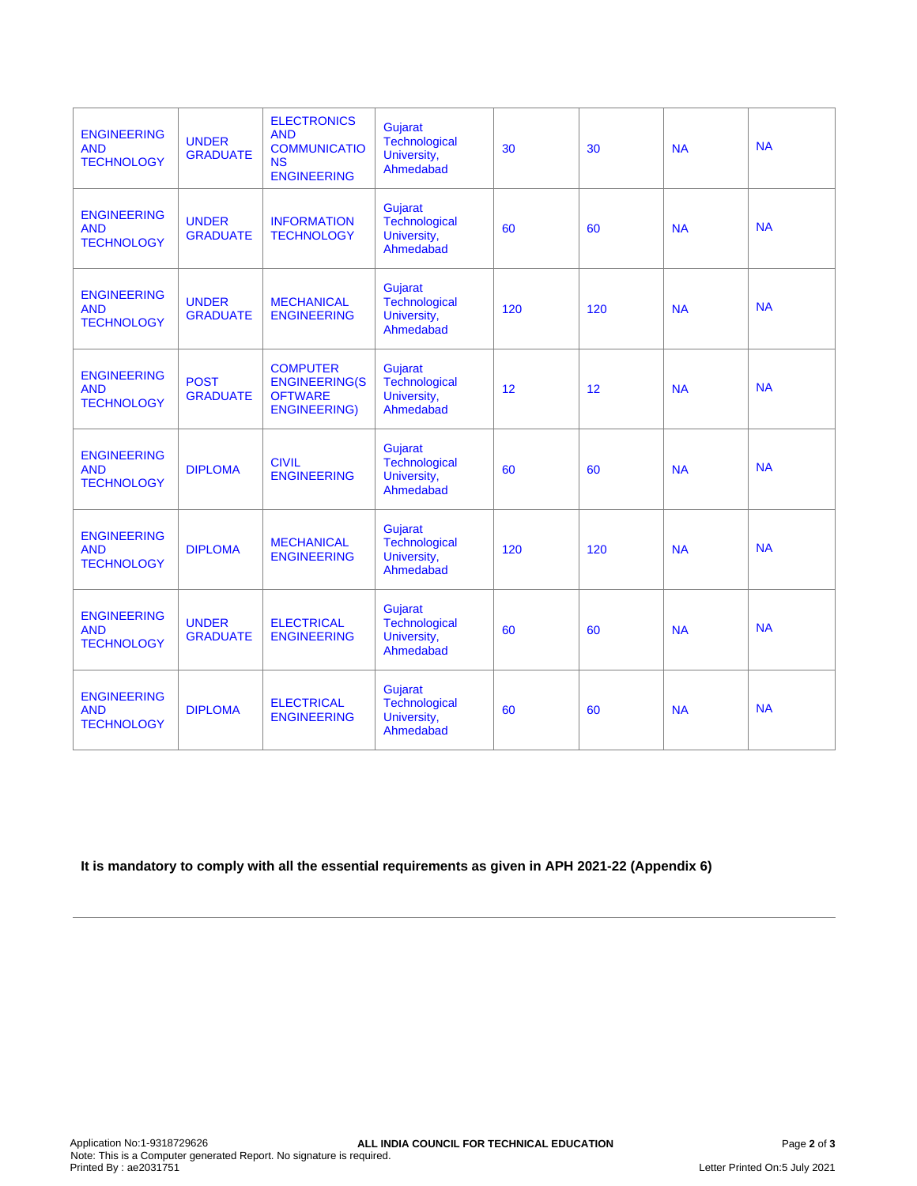| | | | | | | | |
|---|---|---|---|---|---|---|---|
| ENGINEERING AND TECHNOLOGY | UNDER GRADUATE | ELECTRONICS AND COMMUNICATIONS ENGINEERING | Gujarat Technological University, Ahmedabad | 30 | 30 | NA | NA |
| ENGINEERING AND TECHNOLOGY | UNDER GRADUATE | INFORMATION TECHNOLOGY | Gujarat Technological University, Ahmedabad | 60 | 60 | NA | NA |
| ENGINEERING AND TECHNOLOGY | UNDER GRADUATE | MECHANICAL ENGINEERING | Gujarat Technological University, Ahmedabad | 120 | 120 | NA | NA |
| ENGINEERING AND TECHNOLOGY | POST GRADUATE | COMPUTER ENGINEERING(SOFTWARE ENGINEERING) | Gujarat Technological University, Ahmedabad | 12 | 12 | NA | NA |
| ENGINEERING AND TECHNOLOGY | DIPLOMA | CIVIL ENGINEERING | Gujarat Technological University, Ahmedabad | 60 | 60 | NA | NA |
| ENGINEERING AND TECHNOLOGY | DIPLOMA | MECHANICAL ENGINEERING | Gujarat Technological University, Ahmedabad | 120 | 120 | NA | NA |
| ENGINEERING AND TECHNOLOGY | UNDER GRADUATE | ELECTRICAL ENGINEERING | Gujarat Technological University, Ahmedabad | 60 | 60 | NA | NA |
| ENGINEERING AND TECHNOLOGY | DIPLOMA | ELECTRICAL ENGINEERING | Gujarat Technological University, Ahmedabad | 60 | 60 | NA | NA |

**It is mandatory to comply with all the essential requirements as given in APH 2021-22 (Appendix 6)**

---

Application No:1-9318729626 **ALL INDIA COUNCIL FOR TECHNICAL EDUCATION**
Note: This is a Computer generated Report. No signature is required.
Printed By : ae2031751
Letter Printed On:5 July 2021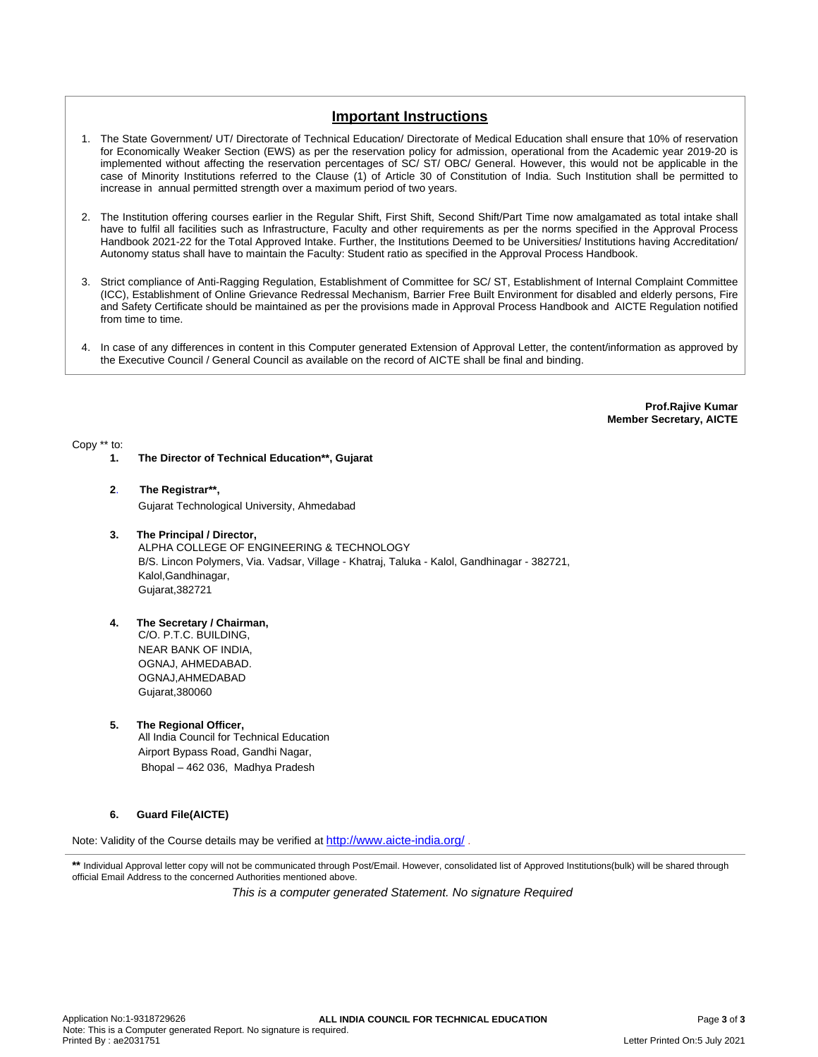## Important Instructions

1. The State Government/ UT/ Directorate of Technical Education/ Directorate of Medical Education shall ensure that 10% of reservation for Economically Weaker Section (EWS) as per the reservation policy for admission, operational from the Academic year 2019-20 is implemented without affecting the reservation percentages of SC/ ST/ OBC/ General. However, this would not be applicable in the case of Minority Institutions referred to the Clause (1) of Article 30 of Constitution of India. Such Institution shall be permitted to increase in annual permitted strength over a maximum period of two years.

2. The Institution offering courses earlier in the Regular Shift, First Shift, Second Shift/Part Time now amalgamated as total intake shall have to fulfil all facilities such as Infrastructure, Faculty and other requirements as per the norms specified in the Approval Process Handbook 2021-22 for the Total Approved Intake. Further, the Institutions Deemed to be Universities/ Institutions having Accreditation/ Autonomy status shall have to maintain the Faculty: Student ratio as specified in the Approval Process Handbook.

3. Strict compliance of Anti-Ragging Regulation, Establishment of Committee for SC/ ST, Establishment of Internal Complaint Committee (ICC), Establishment of Online Grievance Redressal Mechanism, Barrier Free Built Environment for disabled and elderly persons, Fire and Safety Certificate should be maintained as per the provisions made in Approval Process Handbook and AICTE Regulation notified from time to time.

4. In case of any differences in content in this Computer generated Extension of Approval Letter, the content/information as approved by the Executive Council / General Council as available on the record of AICTE shall be final and binding.

**Prof.Rajive Kumar**
**Member Secretary, AICTE**

Copy ** to:

1. **The Director of Technical Education**, Gujarat**

2. **The Registrar**,**
   Gujarat Technological University, Ahmedabad

3. **The Principal / Director,**
   ALPHA COLLEGE OF ENGINEERING & TECHNOLOGY
   B/S. Lincon Polymers, Via. Vadsar, Village - Khatraj, Taluka - Kalol, Gandhinagar - 382721,
   Kalol,Gandhinagar,
   Gujarat,382721

4. **The Secretary / Chairman,**
   C/O. P.T.C. BUILDING,
   NEAR BANK OF INDIA,
   OGNAJ, AHMEDABAD.
   OGNAJ,AHMEDABAD
   Gujarat,380060

5. **The Regional Officer,**
   All India Council for Technical Education
   Airport Bypass Road, Gandhi Nagar,
   Bhopal – 462 036, Madhya Pradesh

6. **Guard File(AICTE)**

Note: Validity of the Course details may be verified at http://www.aicte-india.org/ .

**\*\*** Individual Approval letter copy will not be communicated through Post/Email. However, consolidated list of Approved Institutions(bulk) will be shared through official Email Address to the concerned Authorities mentioned above.

*This is a computer generated Statement. No signature Required*

Application No:1-9318729626
Note: This is a Computer generated Report. No signature is required.
Printed By : ae2031751
Letter Printed On:5 July 2021